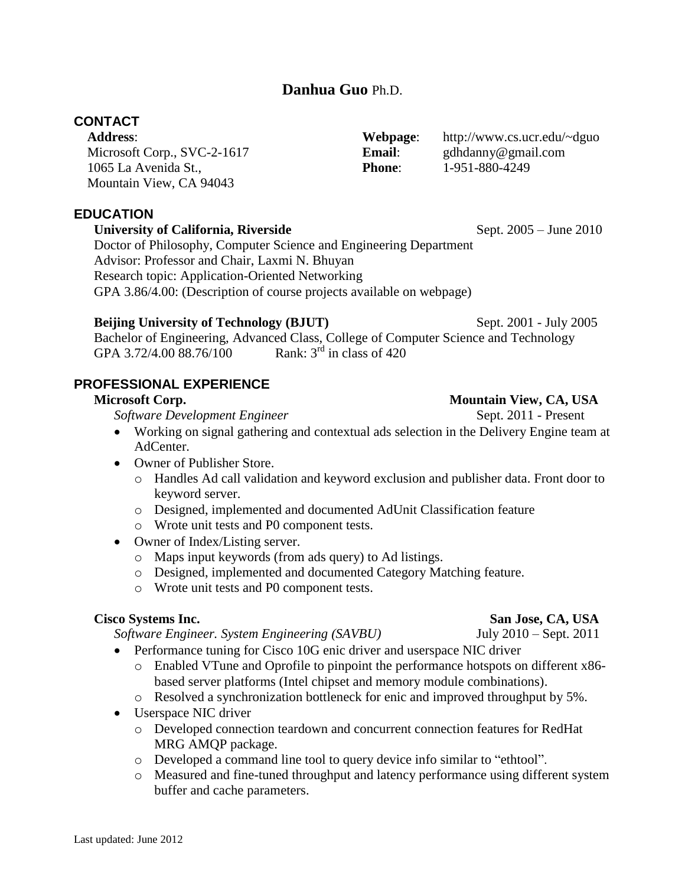# **Danhua Guo** Ph.D.

## CONTACT

**Address**:
Microsoft Corp., SVC-2-1617
1065 La Avenida St.,
Mountain View, CA 94043

**Webpage**: http://www.cs.ucr.edu/~dguo
**Email**: gdhdanny@gmail.com
**Phone**: 1-951-880-4249

## EDUCATION

**University of California, Riverside** Sept. 2005 – June 2010
Doctor of Philosophy, Computer Science and Engineering Department
Advisor: Professor and Chair, Laxmi N. Bhuyan
Research topic: Application-Oriented Networking
GPA 3.86/4.00: (Description of course projects available on webpage)

**Beijing University of Technology (BJUT)** Sept. 2001 - July 2005
Bachelor of Engineering, Advanced Class, College of Computer Science and Technology
GPA 3.72/4.00 88.76/100 Rank: 3rd in class of 420

## PROFESSIONAL EXPERIENCE

**Microsoft Corp.** **Mountain View, CA, USA**
*Software Development Engineer* Sept. 2011 - Present

- Working on signal gathering and contextual ads selection in the Delivery Engine team at AdCenter.
- Owner of Publisher Store.
  - Handles Ad call validation and keyword exclusion and publisher data. Front door to keyword server.
  - Designed, implemented and documented AdUnit Classification feature
  - Wrote unit tests and P0 component tests.
- Owner of Index/Listing server.
  - Maps input keywords (from ads query) to Ad listings.
  - Designed, implemented and documented Category Matching feature.
  - Wrote unit tests and P0 component tests.

**Cisco Systems Inc.** **San Jose, CA, USA**
*Software Engineer. System Engineering (SAVBU)* July 2010 – Sept. 2011

- Performance tuning for Cisco 10G enic driver and userspace NIC driver
  - Enabled VTune and Oprofile to pinpoint the performance hotspots on different x86-based server platforms (Intel chipset and memory module combinations).
  - Resolved a synchronization bottleneck for enic and improved throughput by 5%.
- Userspace NIC driver
  - Developed connection teardown and concurrent connection features for RedHat MRG AMQP package.
  - Developed a command line tool to query device info similar to "ethtool".
  - Measured and fine-tuned throughput and latency performance using different system buffer and cache parameters.

Last updated: June 2012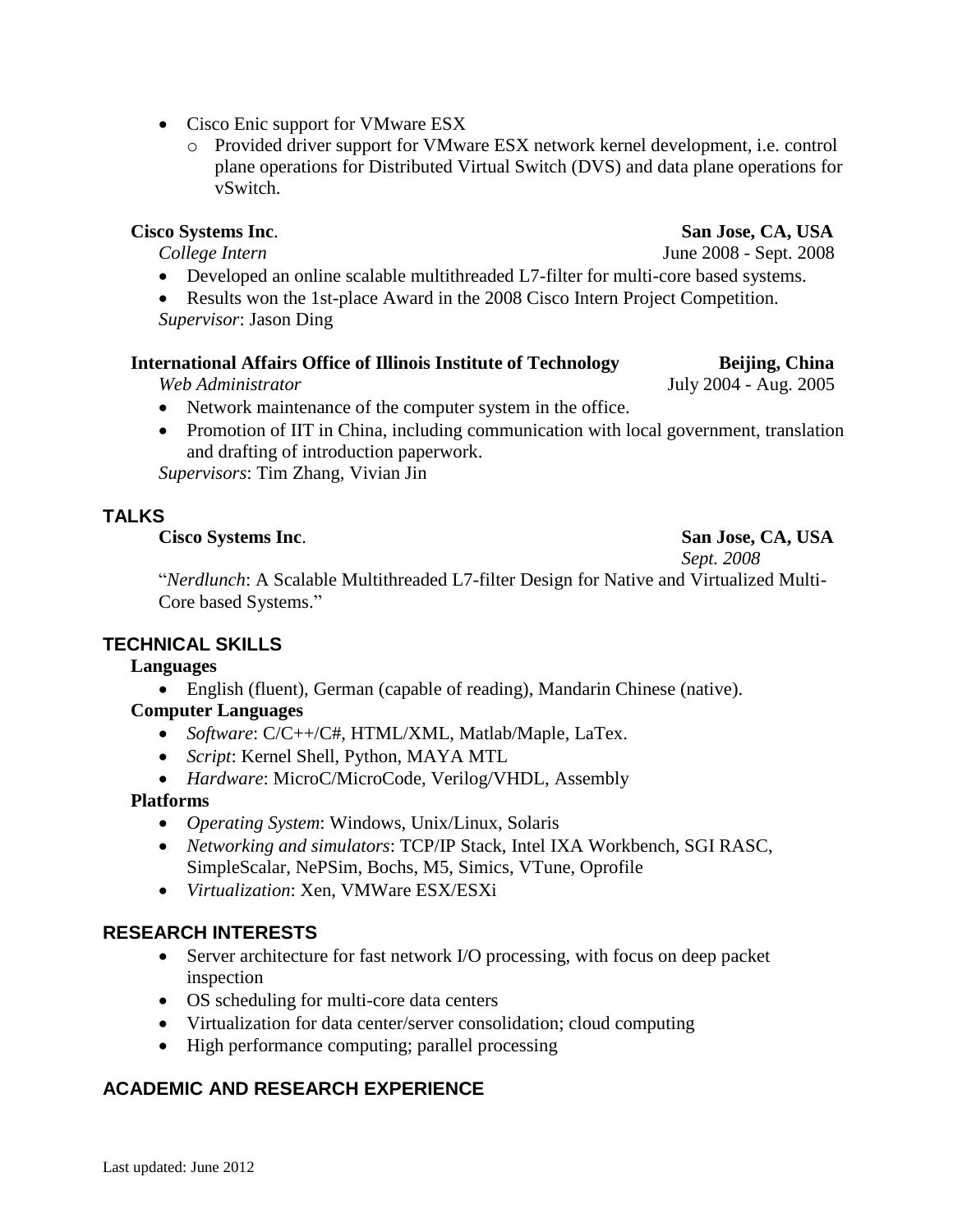- Cisco Enic support for VMware ESX
  - Provided driver support for VMware ESX network kernel development, i.e. control plane operations for Distributed Virtual Switch (DVS) and data plane operations for vSwitch.

**Cisco Systems Inc**. **San Jose, CA, USA**
*College Intern* June 2008 - Sept. 2008

- Developed an online scalable multithreaded L7-filter for multi-core based systems.
- Results won the 1st-place Award in the 2008 Cisco Intern Project Competition.

*Supervisor*: Jason Ding

**International Affairs Office of Illinois Institute of Technology** **Beijing, China**
*Web Administrator* July 2004 - Aug. 2005

- Network maintenance of the computer system in the office.
- Promotion of IIT in China, including communication with local government, translation and drafting of introduction paperwork.

*Supervisors*: Tim Zhang, Vivian Jin

## TALKS

**Cisco Systems Inc**. **San Jose, CA, USA**
*Sept. 2008*

"*Nerdlunch*: A Scalable Multithreaded L7-filter Design for Native and Virtualized Multi-Core based Systems."

## TECHNICAL SKILLS

**Languages**

- English (fluent), German (capable of reading), Mandarin Chinese (native).

**Computer Languages**

- *Software*: C/C++/C#, HTML/XML, Matlab/Maple, LaTex.
- *Script*: Kernel Shell, Python, MAYA MTL
- *Hardware*: MicroC/MicroCode, Verilog/VHDL, Assembly

**Platforms**

- *Operating System*: Windows, Unix/Linux, Solaris
- *Networking and simulators*: TCP/IP Stack, Intel IXA Workbench, SGI RASC, SimpleScalar, NePSim, Bochs, M5, Simics, VTune, Oprofile
- *Virtualization*: Xen, VMWare ESX/ESXi

## RESEARCH INTERESTS

- Server architecture for fast network I/O processing, with focus on deep packet inspection
- OS scheduling for multi-core data centers
- Virtualization for data center/server consolidation; cloud computing
- High performance computing; parallel processing

## ACADEMIC AND RESEARCH EXPERIENCE

Last updated: June 2012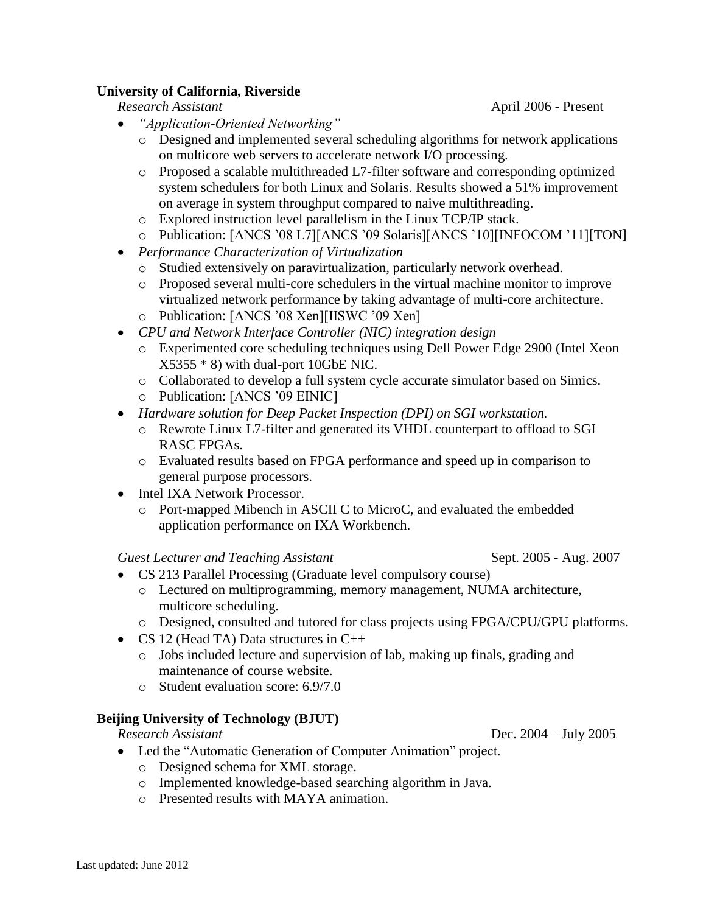**University of California, Riverside**

*Research Assistant* April 2006 - Present

- *"Application-Oriented Networking"*
  - Designed and implemented several scheduling algorithms for network applications on multicore web servers to accelerate network I/O processing.
  - Proposed a scalable multithreaded L7-filter software and corresponding optimized system schedulers for both Linux and Solaris. Results showed a 51% improvement on average in system throughput compared to naive multithreading.
  - Explored instruction level parallelism in the Linux TCP/IP stack.
  - Publication: [ANCS '08 L7][ANCS '09 Solaris][ANCS '10][INFOCOM '11][TON]
- *Performance Characterization of Virtualization*
  - Studied extensively on paravirtualization, particularly network overhead.
  - Proposed several multi-core schedulers in the virtual machine monitor to improve virtualized network performance by taking advantage of multi-core architecture.
  - Publication: [ANCS '08 Xen][IISWC '09 Xen]
- *CPU and Network Interface Controller (NIC) integration design*
  - Experimented core scheduling techniques using Dell Power Edge 2900 (Intel Xeon X5355 * 8) with dual-port 10GbE NIC.
  - Collaborated to develop a full system cycle accurate simulator based on Simics.
  - Publication: [ANCS '09 EINIC]
- *Hardware solution for Deep Packet Inspection (DPI) on SGI workstation.*
  - Rewrote Linux L7-filter and generated its VHDL counterpart to offload to SGI RASC FPGAs.
  - Evaluated results based on FPGA performance and speed up in comparison to general purpose processors.
- Intel IXA Network Processor.
  - Port-mapped Mibench in ASCII C to MicroC, and evaluated the embedded application performance on IXA Workbench.

*Guest Lecturer and Teaching Assistant* Sept. 2005 - Aug. 2007

- CS 213 Parallel Processing (Graduate level compulsory course)
  - Lectured on multiprogramming, memory management, NUMA architecture, multicore scheduling.
  - Designed, consulted and tutored for class projects using FPGA/CPU/GPU platforms.
- CS 12 (Head TA) Data structures in C++
  - Jobs included lecture and supervision of lab, making up finals, grading and maintenance of course website.
  - Student evaluation score: 6.9/7.0

**Beijing University of Technology (BJUT)**

*Research Assistant* Dec. 2004 – July 2005

- Led the "Automatic Generation of Computer Animation" project.
  - Designed schema for XML storage.
  - Implemented knowledge-based searching algorithm in Java.
  - Presented results with MAYA animation.

Last updated: June 2012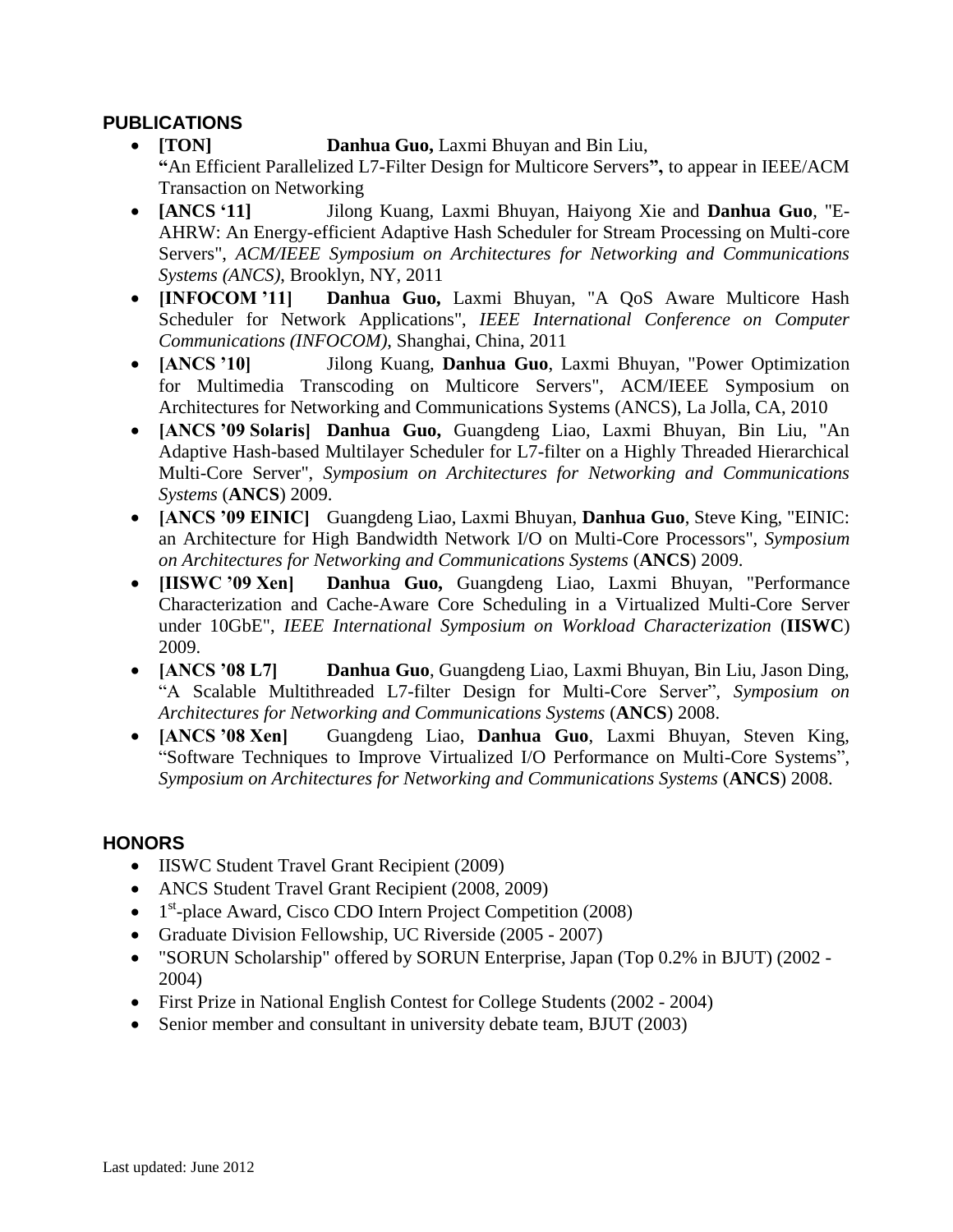## PUBLICATIONS

- **[TON]** **Danhua Guo,** Laxmi Bhuyan and Bin Liu, **"**An Efficient Parallelized L7-Filter Design for Multicore Servers**",** to appear in IEEE/ACM Transaction on Networking
- **[ANCS '11]** Jilong Kuang, Laxmi Bhuyan, Haiyong Xie and **Danhua Guo**, "E-AHRW: An Energy-efficient Adaptive Hash Scheduler for Stream Processing on Multi-core Servers", *ACM/IEEE Symposium on Architectures for Networking and Communications Systems (ANCS)*, Brooklyn, NY, 2011
- **[INFOCOM '11]** **Danhua Guo,** Laxmi Bhuyan, "A QoS Aware Multicore Hash Scheduler for Network Applications", *IEEE International Conference on Computer Communications (INFOCOM)*, Shanghai, China, 2011
- **[ANCS '10]** Jilong Kuang, **Danhua Guo**, Laxmi Bhuyan, "Power Optimization for Multimedia Transcoding on Multicore Servers", ACM/IEEE Symposium on Architectures for Networking and Communications Systems (ANCS), La Jolla, CA, 2010
- **[ANCS '09 Solaris]** **Danhua Guo,** Guangdeng Liao, Laxmi Bhuyan, Bin Liu, "An Adaptive Hash-based Multilayer Scheduler for L7-filter on a Highly Threaded Hierarchical Multi-Core Server", *Symposium on Architectures for Networking and Communications Systems* (**ANCS**) 2009.
- **[ANCS '09 EINIC]** Guangdeng Liao, Laxmi Bhuyan, **Danhua Guo**, Steve King, "EINIC: an Architecture for High Bandwidth Network I/O on Multi-Core Processors", *Symposium on Architectures for Networking and Communications Systems* (**ANCS**) 2009.
- **[IISWC '09 Xen]** **Danhua Guo,** Guangdeng Liao, Laxmi Bhuyan, "Performance Characterization and Cache-Aware Core Scheduling in a Virtualized Multi-Core Server under 10GbE", *IEEE International Symposium on Workload Characterization* (**IISWC**) 2009.
- **[ANCS '08 L7]** **Danhua Guo**, Guangdeng Liao, Laxmi Bhuyan, Bin Liu, Jason Ding, "A Scalable Multithreaded L7-filter Design for Multi-Core Server", *Symposium on Architectures for Networking and Communications Systems* (**ANCS**) 2008.
- **[ANCS '08 Xen]** Guangdeng Liao, **Danhua Guo**, Laxmi Bhuyan, Steven King, "Software Techniques to Improve Virtualized I/O Performance on Multi-Core Systems", *Symposium on Architectures for Networking and Communications Systems* (**ANCS**) 2008.

## HONORS

- IISWC Student Travel Grant Recipient (2009)
- ANCS Student Travel Grant Recipient (2008, 2009)
- 1st-place Award, Cisco CDO Intern Project Competition (2008)
- Graduate Division Fellowship, UC Riverside (2005 - 2007)
- "SORUN Scholarship" offered by SORUN Enterprise, Japan (Top 0.2% in BJUT) (2002 - 2004)
- First Prize in National English Contest for College Students (2002 - 2004)
- Senior member and consultant in university debate team, BJUT (2003)

Last updated: June 2012